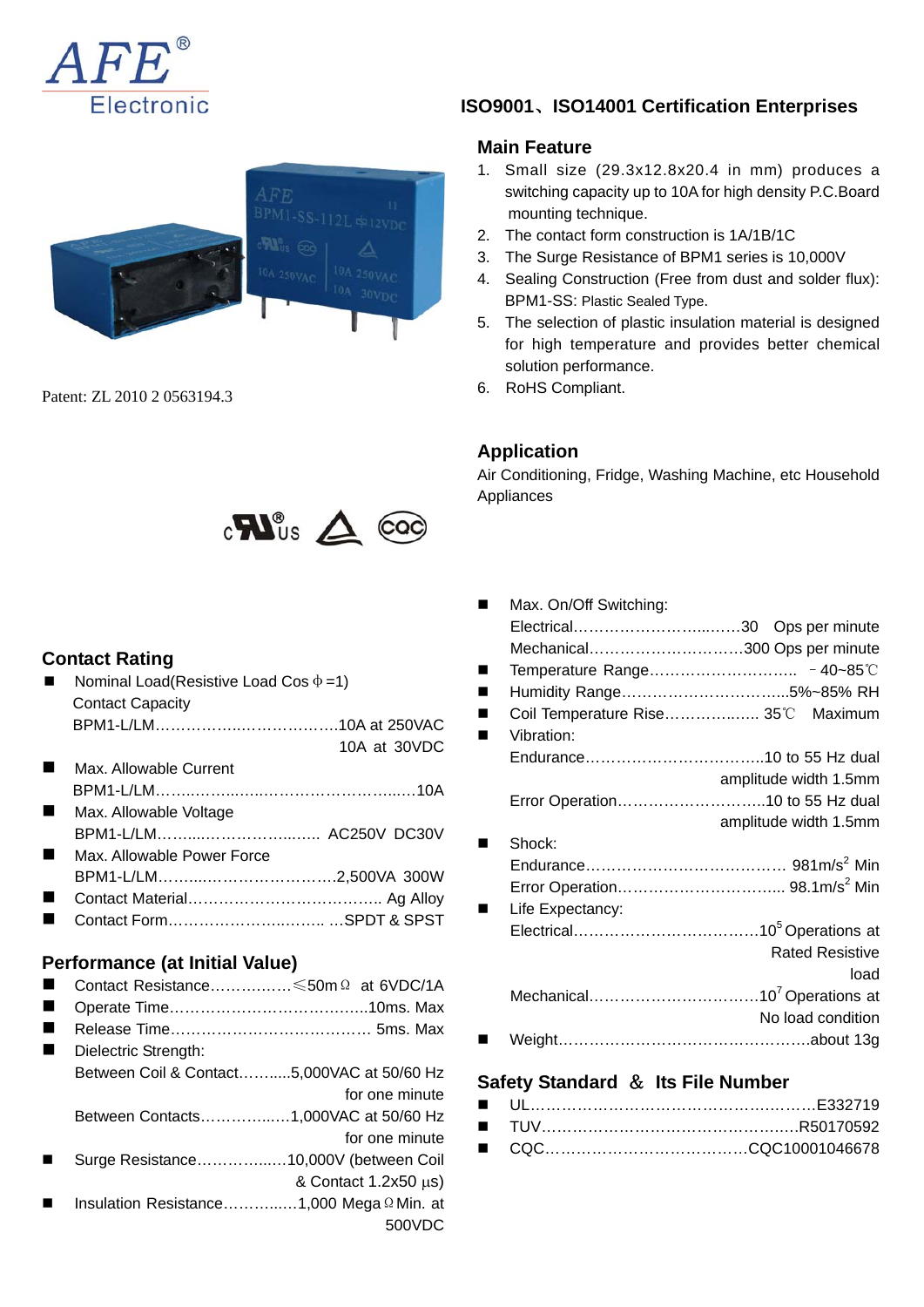AFE® Electronic

## ISO9001、ISO14001 Certification Enterprises

Patent: ZL 2010 2 0563194.3

### Main Feature

1. Small size (29.3x12.8x20.4 in mm) produces a switching capacity up to 10A for high density P.C.Board mounting technique.
2. The contact form construction is 1A/1B/1C
3. The Surge Resistance of BPM1 series is 10,000V
4. Sealing Construction (Free from dust and solder flux): BPM1-SS: Plastic Sealed Type.
5. The selection of plastic insulation material is designed for high temperature and provides better chemical solution performance.
6. RoHS Compliant.

### Application

Air Conditioning, Fridge, Washing Machine, etc Household Appliances

### Contact Rating

- Nominal Load(Resistive Load Cos Φ=1)
  Contact Capacity
  BPM1-L/LM……………………………………10A at 250VAC
  10A at 30VDC
- Max. Allowable Current
  BPM1-L/LM…………………………………………………10A
- Max. Allowable Voltage
  BPM1-L/LM……………………………… AC250V DC30V
- Max. Allowable Power Force
  BPM1-L/LM……………………………………2,500VA 300W
- Contact Material……………………………… Ag Alloy
- Contact Form…………………………… …SPDT & SPST

### Performance (at Initial Value)

- Contact Resistance……………≤50mΩ at 6VDC/1A
- Operate Time…………………………………10ms. Max
- Release Time………………………………… 5ms. Max
- Dielectric Strength:
  Between Coil & Contact……....5,000VAC at 50/60 Hz for one minute
  Between Contacts……………1,000VAC at 50/60 Hz for one minute
- Surge Resistance……………10,000V (between Coil & Contact 1.2x50 μs)
- Insulation Resistance…………1,000 MegaΩ Min. at 500VDC

- Max. On/Off Switching:
  Electrical…………………………30 Ops per minute
  Mechanical…………………………300 Ops per minute
- Temperature Range………………………… -40~85℃
- Humidity Range……………………………5%~85% RH
- Coil Temperature Rise……………… 35℃ Maximum
- Vibration:
  Endurance………………………………10 to 55 Hz dual amplitude width 1.5mm
  Error Operation………………………10 to 55 Hz dual amplitude width 1.5mm
- Shock:
  Endurance………………………………… 981m/s² Min
  Error Operation…………………………… 98.1m/s² Min
- Life Expectancy:
  Electrical………………………………$10^5$ Operations at Rated Resistive load
  Mechanical……………………………$10^7$ Operations at No load condition
- Weight…………………………………………about 13g

### Safety Standard & Its File Number

- UL……………………………………………………E332719
- TUV…………………………………………………R50170592
- CQC……………………………………CQC10001046678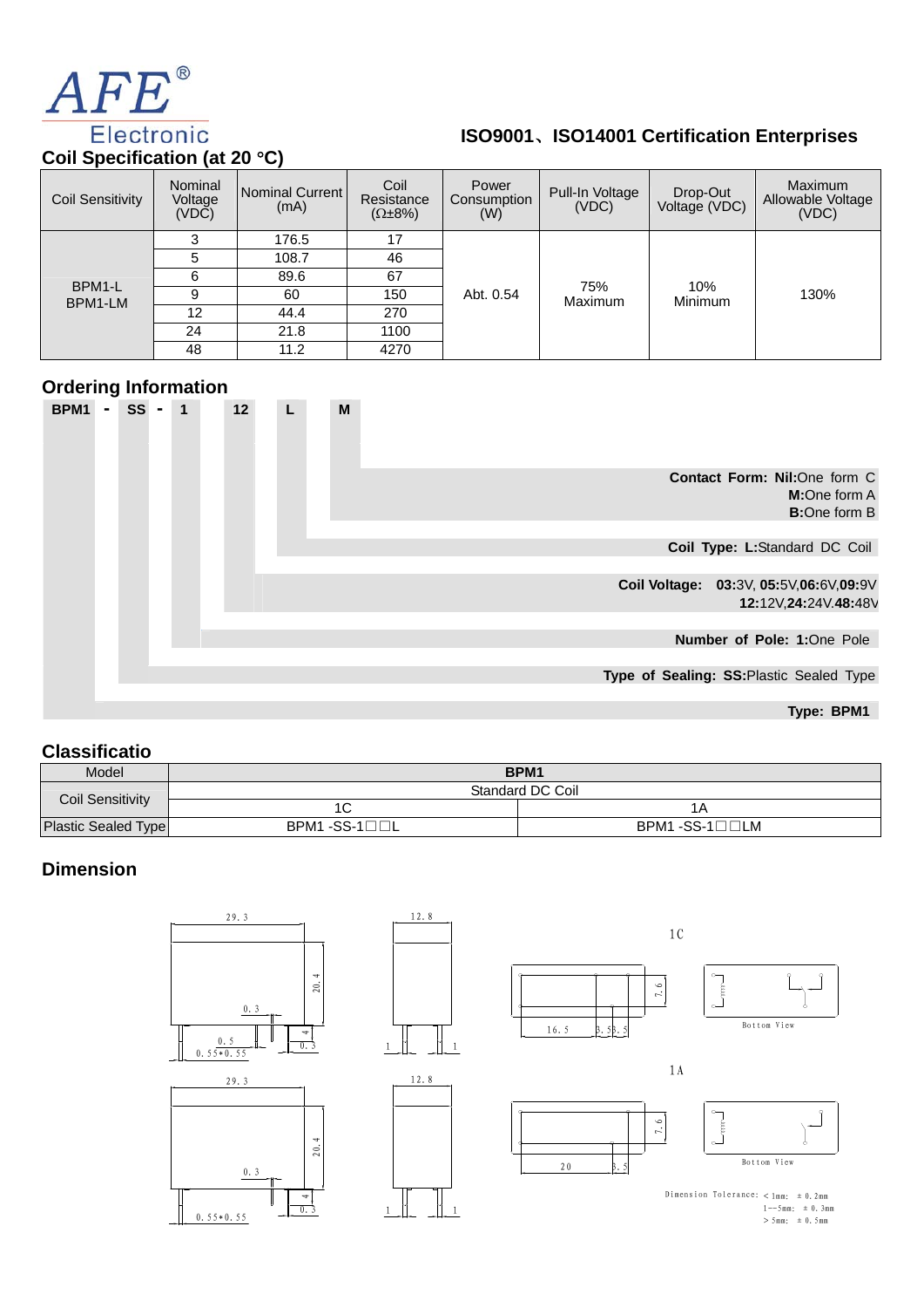AFE® Electronic

**ISO9001、ISO14001 Certification Enterprises**

## Coil Specification (at 20 °C)

| Coil Sensitivity | Nominal Voltage (VDC) | Nominal Current (mA) | Coil Resistance (Ω±8%) | Power Consumption (W) | Pull-In Voltage (VDC) | Drop-Out Voltage (VDC) | Maximum Allowable Voltage (VDC) |
|---|---|---|---|---|---|---|---|
| BPM1-L BPM1-LM | 3 | 176.5 | 17 | Abt. 0.54 | 75% Maximum | 10% Minimum | 130% |
| | 5 | 108.7 | 46 | | | | |
| | 6 | 89.6 | 67 | | | | |
| | 9 | 60 | 150 | | | | |
| | 12 | 44.4 | 270 | | | | |
| | 24 | 21.8 | 1100 | | | | |
| | 48 | 11.2 | 4270 | | | | |

## Ordering Information

**BPM1 - SS - 1 12 L M**

**Contact Form: Nil:**One form C
**M:**One form A
**B:**One form B

**Coil Type: L:**Standard DC Coil

**Coil Voltage: 03:**3V, **05:**5V,**06:**6V,**09:**9V
**12:**12V,**24:**24V,**48:**48V

**Number of Pole: 1:**One Pole

**Type of Sealing: SS:**Plastic Sealed Type

**Type: BPM1**

## Classificatio

| Model | BPM1 | |
|---|---|---|
| Coil Sensitivity | Standard DC Coil | |
| | 1C | 1A |
| Plastic Sealed Type | BPM1 -SS-1□□L | BPM1 -SS-1□□LM |

## Dimension

29.3
20.4
0.3
0.5
0.55*0.55
4
0.3
12.8
1
1

1C
7.6
16.5
3.5
3.5
Bottom View

29.3
20.4
0.3
4
0.3
0.55*0.55
12.8
1
1

1A
7.6
20
3.5
Bottom View

Dimension Tolerance: < 1mm: ± 0.2mm
1~5mm: ± 0.3mm
> 5mm: ± 0.5mm